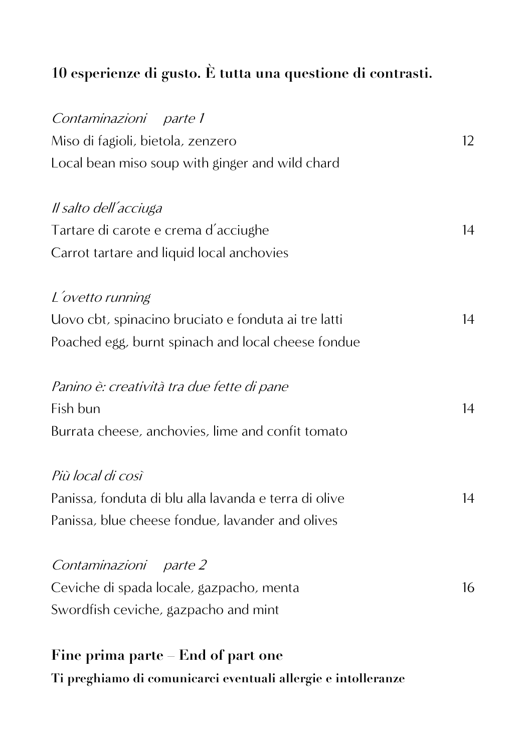## 10 esperienze di gusto. È tutta una questione di contrasti.

*Contaminazioni parte 1*
Miso di fagioli, bietola, zenzero — 12
Local bean miso soup with ginger and wild chard

*Il salto dell'acciuga*
Tartare di carote e crema d'acciughe — 14
Carrot tartare and liquid local anchovies

*L'ovetto running*
Uovo cbt, spinacino bruciato e fonduta ai tre latti — 14
Poached egg, burnt spinach and local cheese fondue

*Panino è: creatività tra due fette di pane*
Fish bun — 14
Burrata cheese, anchovies, lime and confit tomato

*Più local di così*
Panissa, fonduta di blu alla lavanda e terra di olive — 14
Panissa, blue cheese fondue, lavander and olives

*Contaminazioni parte 2*
Ceviche di spada locale, gazpacho, menta — 16
Swordfish ceviche, gazpacho and mint

**Fine prima parte – End of part one**

**Ti preghiamo di comunicarci eventuali allergie e intolleranze**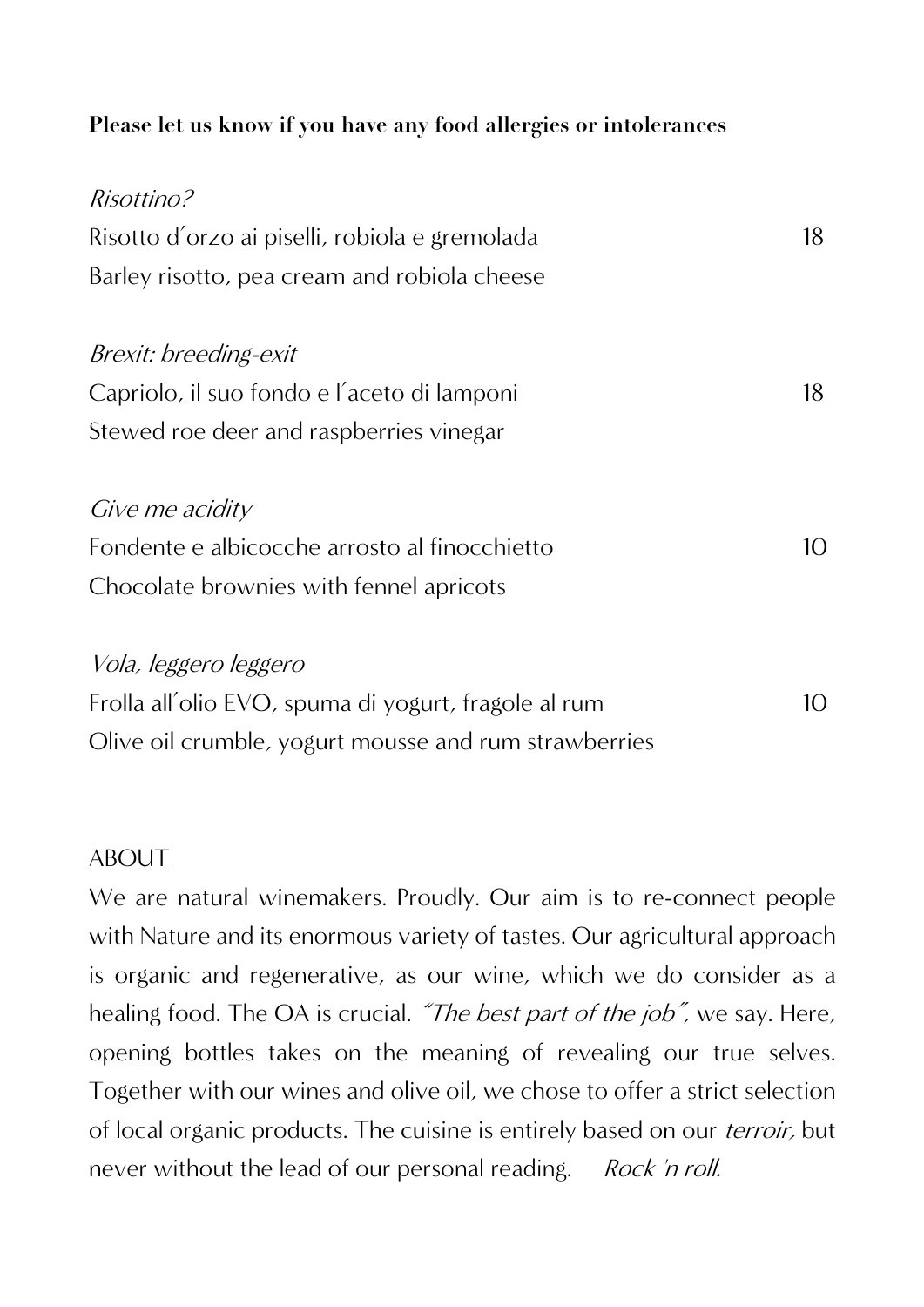**Please let us know if you have any food allergies or intolerances**

*Risottino?*
Risotto d'orzo ai piselli, robiola e gremolada 18
Barley risotto, pea cream and robiola cheese

*Brexit: breeding-exit*
Capriolo, il suo fondo e l'aceto di lamponi 18
Stewed roe deer and raspberries vinegar

*Give me acidity*
Fondente e albicocche arrosto al finocchietto 10
Chocolate brownies with fennel apricots

*Vola, leggero leggero*
Frolla all'olio EVO, spuma di yogurt, fragole al rum 10
Olive oil crumble, yogurt mousse and rum strawberries

<u>ABOUT</u>

We are natural winemakers. Proudly. Our aim is to re-connect people with Nature and its enormous variety of tastes. Our agricultural approach is organic and regenerative, as our wine, which we do consider as a healing food. The OA is crucial. *"The best part of the job"*, we say. Here, opening bottles takes on the meaning of revealing our true selves. Together with our wines and olive oil, we chose to offer a strict selection of local organic products. The cuisine is entirely based on our *terroir*, but never without the lead of our personal reading. *Rock 'n roll.*